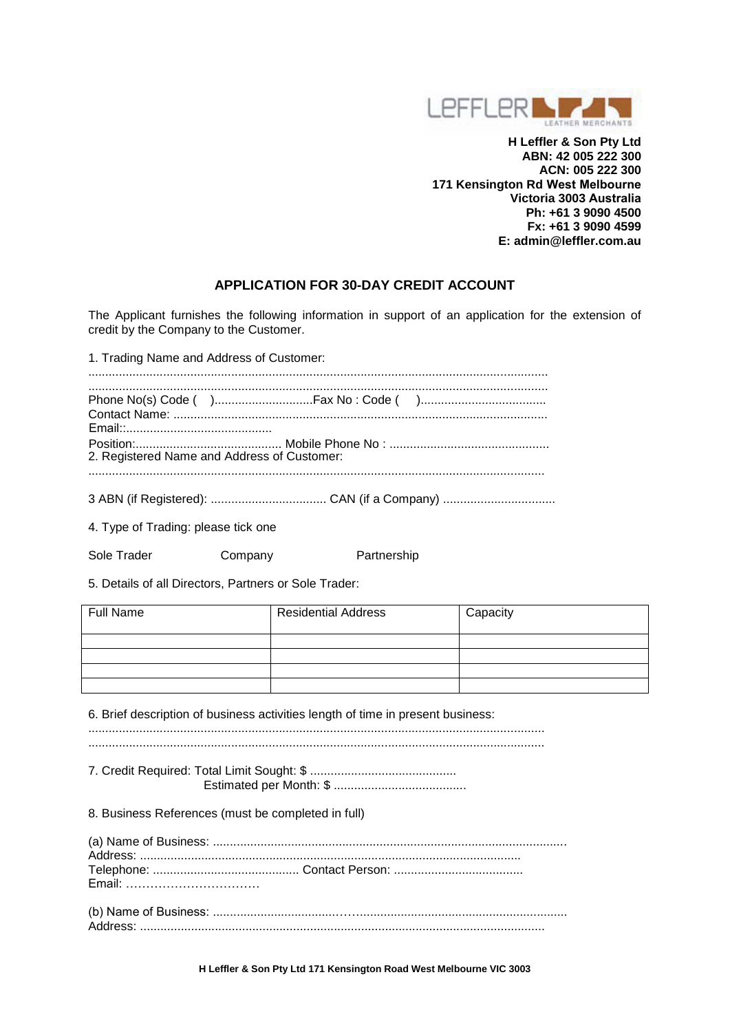**H Leffler & Son Pty Ltd**
**ABN: 42 005 222 300**
**ACN: 005 222 300**
**171 Kensington Rd West Melbourne**
**Victoria 3003 Australia**
**Ph: +61 3 9090 4500**
**Fx: +61 3 9090 4599**
**E: admin@leffler.com.au**

## APPLICATION FOR 30-DAY CREDIT ACCOUNT

The Applicant furnishes the following information in support of an application for the extension of credit by the Company to the Customer.

1. Trading Name and Address of Customer:

.......................................................................................................................................

.......................................................................................................................................

Phone No(s) Code ( )..............................Fax No : Code ( ).....................................

Contact Name: .............................................................................................................

Email::............................................

Position:........................................... Mobile Phone No : ..............................................

2. Registered Name and Address of Customer:

.......................................................................................................................................

3 ABN (if Registered): .................................. CAN (if a Company) .................................

4. Type of Trading: please tick one

Sole Trader          Company          Partnership

5. Details of all Directors, Partners or Sole Trader:

| Full Name | Residential Address | Capacity |
|---|---|---|
| | | |
| | | |
| | | |
| | | |

6. Brief description of business activities length of time in present business:

.......................................................................................................................................

.......................................................................................................................................

7. Credit Required: Total Limit Sought: $ ...........................................

Estimated per Month: $ .......................................

8. Business References (must be completed in full)

(a) Name of Business: .......................................................................................................

Address: ..............................................................................................................

Telephone: ........................................... Contact Person: ......................................

Email: ……………………………

(b) Name of Business: ......................................……...........................................................

Address: ......................................................................................................................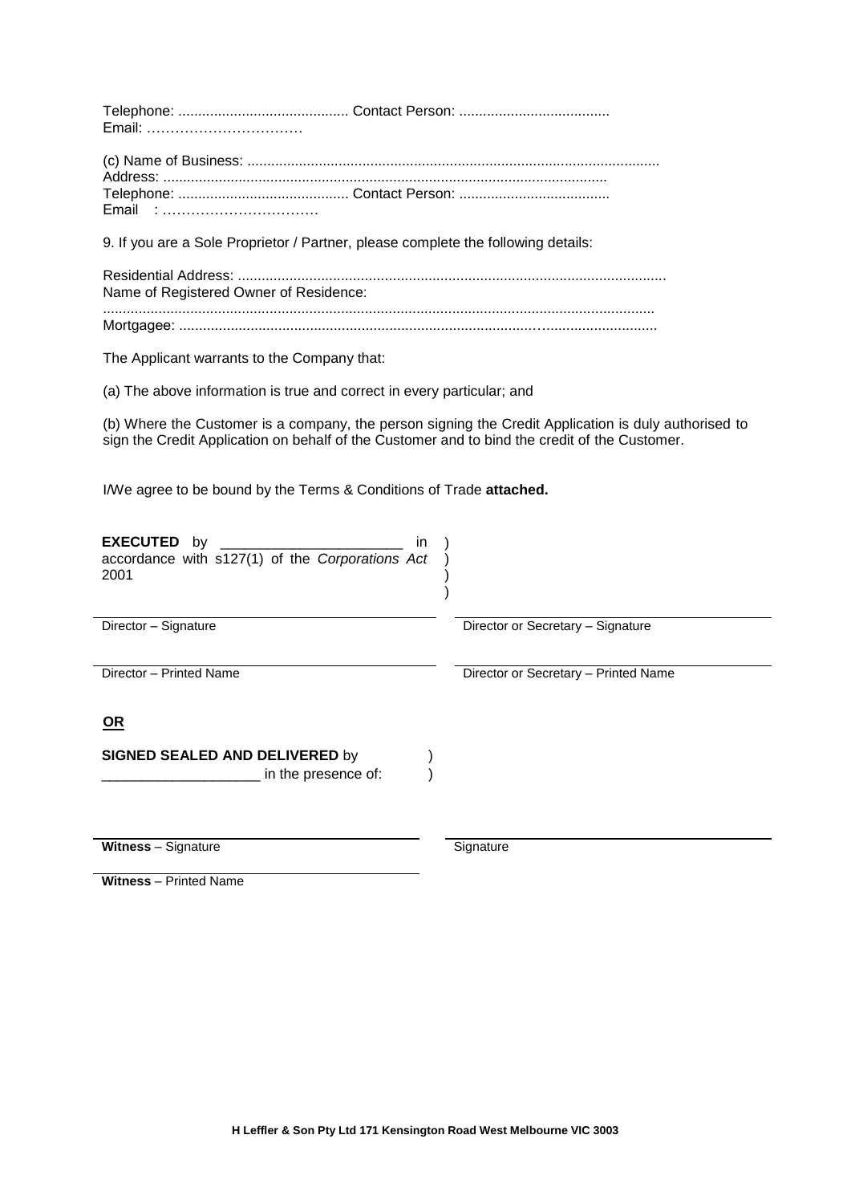Telephone: ........................................... Contact Person: ......................................
Email: ……………………………

(c) Name of Business: .......................................................................................................
Address: ..............................................................................................................
Telephone: ........................................... Contact Person: ......................................
Email : ……………………………

9. If you are a Sole Proprietor / Partner, please complete the following details:

Residential Address: ...........................................................................................................
Name of Registered Owner of Residence:
.........................................................................................................................................
Mortgagee: ........................................................................................................................

The Applicant warrants to the Company that:

(a) The above information is true and correct in every particular; and

(b) Where the Customer is a company, the person signing the Credit Application is duly authorised to sign the Credit Application on behalf of the Customer and to bind the credit of the Customer.

I/We agree to be bound by the Terms & Conditions of Trade **attached.**

**EXECUTED** by _______________________ in accordance with s127(1) of the *Corporations Act* 2001 )

| | |
|---|---|
| Director – Signature | Director or Secretary – Signature |
| Director – Printed Name | Director or Secretary – Printed Name |

**OR**

**SIGNED SEALED AND DELIVERED** by _____________________ in the presence of: )

| | |
|---|---|
| **Witness** – Signature | Signature |
| **Witness** – Printed Name | |

H Leffler & Son Pty Ltd 171 Kensington Road West Melbourne VIC 3003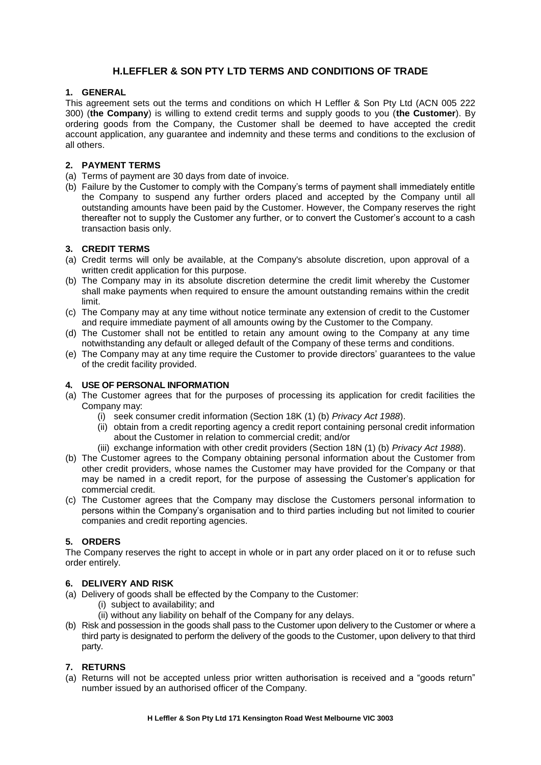# H.LEFFLER & SON PTY LTD TERMS AND CONDITIONS OF TRADE

## 1. GENERAL

This agreement sets out the terms and conditions on which H Leffler & Son Pty Ltd (ACN 005 222 300) (**the Company**) is willing to extend credit terms and supply goods to you (**the Customer**). By ordering goods from the Company, the Customer shall be deemed to have accepted the credit account application, any guarantee and indemnity and these terms and conditions to the exclusion of all others.

## 2. PAYMENT TERMS

(a) Terms of payment are 30 days from date of invoice.

(b) Failure by the Customer to comply with the Company's terms of payment shall immediately entitle the Company to suspend any further orders placed and accepted by the Company until all outstanding amounts have been paid by the Customer. However, the Company reserves the right thereafter not to supply the Customer any further, or to convert the Customer's account to a cash transaction basis only.

## 3. CREDIT TERMS

(a) Credit terms will only be available, at the Company's absolute discretion, upon approval of a written credit application for this purpose.

(b) The Company may in its absolute discretion determine the credit limit whereby the Customer shall make payments when required to ensure the amount outstanding remains within the credit limit.

(c) The Company may at any time without notice terminate any extension of credit to the Customer and require immediate payment of all amounts owing by the Customer to the Company.

(d) The Customer shall not be entitled to retain any amount owing to the Company at any time notwithstanding any default or alleged default of the Company of these terms and conditions.

(e) The Company may at any time require the Customer to provide directors' guarantees to the value of the credit facility provided.

## 4. USE OF PERSONAL INFORMATION

(a) The Customer agrees that for the purposes of processing its application for credit facilities the Company may:

- (i) seek consumer credit information (Section 18K (1) (b) *Privacy Act 1988*).
- (ii) obtain from a credit reporting agency a credit report containing personal credit information about the Customer in relation to commercial credit; and/or
- (iii) exchange information with other credit providers (Section 18N (1) (b) *Privacy Act 1988*).

(b) The Customer agrees to the Company obtaining personal information about the Customer from other credit providers, whose names the Customer may have provided for the Company or that may be named in a credit report, for the purpose of assessing the Customer's application for commercial credit.

(c) The Customer agrees that the Company may disclose the Customers personal information to persons within the Company's organisation and to third parties including but not limited to courier companies and credit reporting agencies.

## 5. ORDERS

The Company reserves the right to accept in whole or in part any order placed on it or to refuse such order entirely.

## 6. DELIVERY AND RISK

(a) Delivery of goods shall be effected by the Company to the Customer:

- (i) subject to availability; and
- (ii) without any liability on behalf of the Company for any delays.

(b) Risk and possession in the goods shall pass to the Customer upon delivery to the Customer or where a third party is designated to perform the delivery of the goods to the Customer, upon delivery to that third party.

## 7. RETURNS

(a) Returns will not be accepted unless prior written authorisation is received and a "goods return" number issued by an authorised officer of the Company.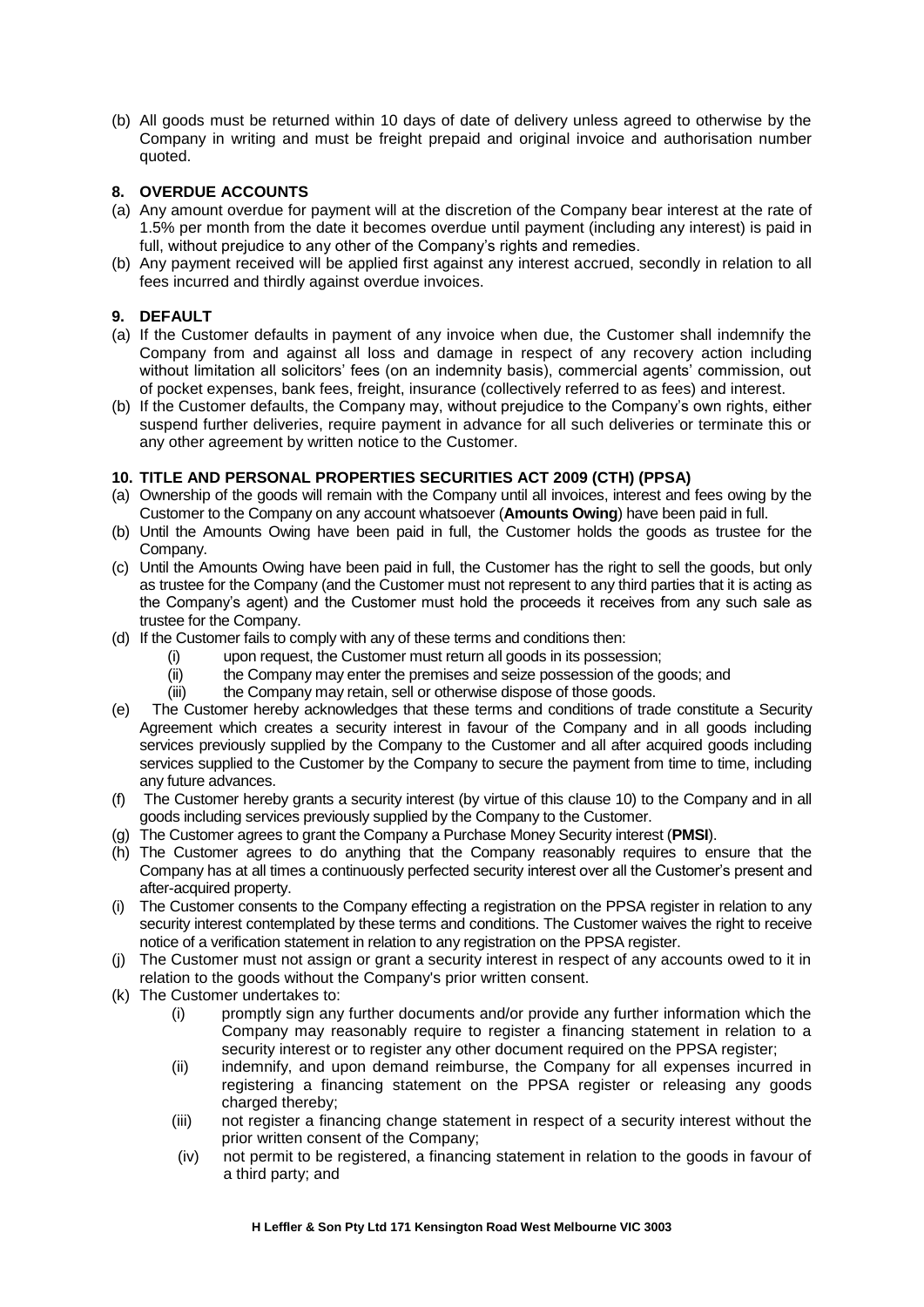(b) All goods must be returned within 10 days of date of delivery unless agreed to otherwise by the Company in writing and must be freight prepaid and original invoice and authorisation number quoted.

**8. OVERDUE ACCOUNTS**

(a) Any amount overdue for payment will at the discretion of the Company bear interest at the rate of 1.5% per month from the date it becomes overdue until payment (including any interest) is paid in full, without prejudice to any other of the Company's rights and remedies.

(b) Any payment received will be applied first against any interest accrued, secondly in relation to all fees incurred and thirdly against overdue invoices.

**9. DEFAULT**

(a) If the Customer defaults in payment of any invoice when due, the Customer shall indemnify the Company from and against all loss and damage in respect of any recovery action including without limitation all solicitors' fees (on an indemnity basis), commercial agents' commission, out of pocket expenses, bank fees, freight, insurance (collectively referred to as fees) and interest.

(b) If the Customer defaults, the Company may, without prejudice to the Company's own rights, either suspend further deliveries, require payment in advance for all such deliveries or terminate this or any other agreement by written notice to the Customer.

**10. TITLE AND PERSONAL PROPERTIES SECURITIES ACT 2009 (CTH) (PPSA)**

(a) Ownership of the goods will remain with the Company until all invoices, interest and fees owing by the Customer to the Company on any account whatsoever (**Amounts Owing**) have been paid in full.

(b) Until the Amounts Owing have been paid in full, the Customer holds the goods as trustee for the Company.

(c) Until the Amounts Owing have been paid in full, the Customer has the right to sell the goods, but only as trustee for the Company (and the Customer must not represent to any third parties that it is acting as the Company's agent) and the Customer must hold the proceeds it receives from any such sale as trustee for the Company.

(d) If the Customer fails to comply with any of these terms and conditions then:

 (i) upon request, the Customer must return all goods in its possession;

 (ii) the Company may enter the premises and seize possession of the goods; and

 (iii) the Company may retain, sell or otherwise dispose of those goods.

(e) The Customer hereby acknowledges that these terms and conditions of trade constitute a Security Agreement which creates a security interest in favour of the Company and in all goods including services previously supplied by the Company to the Customer and all after acquired goods including services supplied to the Customer by the Company to secure the payment from time to time, including any future advances.

(f) The Customer hereby grants a security interest (by virtue of this clause 10) to the Company and in all goods including services previously supplied by the Company to the Customer.

(g) The Customer agrees to grant the Company a Purchase Money Security interest (**PMSI**).

(h) The Customer agrees to do anything that the Company reasonably requires to ensure that the Company has at all times a continuously perfected security interest over all the Customer's present and after-acquired property.

(i) The Customer consents to the Company effecting a registration on the PPSA register in relation to any security interest contemplated by these terms and conditions. The Customer waives the right to receive notice of a verification statement in relation to any registration on the PPSA register.

(j) The Customer must not assign or grant a security interest in respect of any accounts owed to it in relation to the goods without the Company's prior written consent.

(k) The Customer undertakes to:

 (i) promptly sign any further documents and/or provide any further information which the Company may reasonably require to register a financing statement in relation to a security interest or to register any other document required on the PPSA register;

 (ii) indemnify, and upon demand reimburse, the Company for all expenses incurred in registering a financing statement on the PPSA register or releasing any goods charged thereby;

 (iii) not register a financing change statement in respect of a security interest without the prior written consent of the Company;

 (iv) not permit to be registered, a financing statement in relation to the goods in favour of a third party; and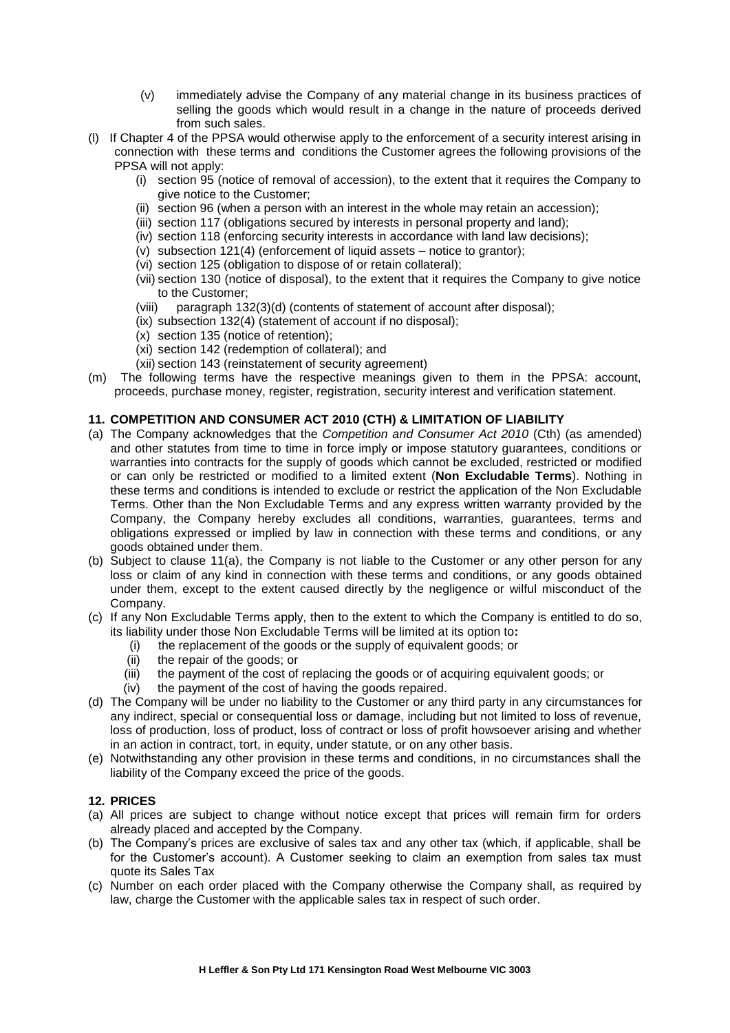(v) immediately advise the Company of any material change in its business practices of selling the goods which would result in a change in the nature of proceeds derived from such sales.

(l) If Chapter 4 of the PPSA would otherwise apply to the enforcement of a security interest arising in connection with these terms and conditions the Customer agrees the following provisions of the PPSA will not apply:

- (i) section 95 (notice of removal of accession), to the extent that it requires the Company to give notice to the Customer;
- (ii) section 96 (when a person with an interest in the whole may retain an accession);
- (iii) section 117 (obligations secured by interests in personal property and land);
- (iv) section 118 (enforcing security interests in accordance with land law decisions);
- (v) subsection 121(4) (enforcement of liquid assets – notice to grantor);
- (vi) section 125 (obligation to dispose of or retain collateral);
- (vii) section 130 (notice of disposal), to the extent that it requires the Company to give notice to the Customer;
- (viii) paragraph 132(3)(d) (contents of statement of account after disposal);
- (ix) subsection 132(4) (statement of account if no disposal);
- (x) section 135 (notice of retention);
- (xi) section 142 (redemption of collateral); and
- (xii) section 143 (reinstatement of security agreement)

(m) The following terms have the respective meanings given to them in the PPSA: account, proceeds, purchase money, register, registration, security interest and verification statement.

## 11. COMPETITION AND CONSUMER ACT 2010 (CTH) & LIMITATION OF LIABILITY

(a) The Company acknowledges that the *Competition and Consumer Act 2010* (Cth) (as amended) and other statutes from time to time in force imply or impose statutory guarantees, conditions or warranties into contracts for the supply of goods which cannot be excluded, restricted or modified or can only be restricted or modified to a limited extent (**Non Excludable Terms**). Nothing in these terms and conditions is intended to exclude or restrict the application of the Non Excludable Terms. Other than the Non Excludable Terms and any express written warranty provided by the Company, the Company hereby excludes all conditions, warranties, guarantees, terms and obligations expressed or implied by law in connection with these terms and conditions, or any goods obtained under them.

(b) Subject to clause 11(a), the Company is not liable to the Customer or any other person for any loss or claim of any kind in connection with these terms and conditions, or any goods obtained under them, except to the extent caused directly by the negligence or wilful misconduct of the Company.

(c) If any Non Excludable Terms apply, then to the extent to which the Company is entitled to do so, its liability under those Non Excludable Terms will be limited at its option to**:**

- (i) the replacement of the goods or the supply of equivalent goods; or
- (ii) the repair of the goods; or
- (iii) the payment of the cost of replacing the goods or of acquiring equivalent goods; or
- (iv) the payment of the cost of having the goods repaired.

(d) The Company will be under no liability to the Customer or any third party in any circumstances for any indirect, special or consequential loss or damage, including but not limited to loss of revenue, loss of production, loss of product, loss of contract or loss of profit howsoever arising and whether in an action in contract, tort, in equity, under statute, or on any other basis.

(e) Notwithstanding any other provision in these terms and conditions, in no circumstances shall the liability of the Company exceed the price of the goods.

## 12. PRICES

(a) All prices are subject to change without notice except that prices will remain firm for orders already placed and accepted by the Company.

(b) The Company's prices are exclusive of sales tax and any other tax (which, if applicable, shall be for the Customer's account). A Customer seeking to claim an exemption from sales tax must quote its Sales Tax

(c) Number on each order placed with the Company otherwise the Company shall, as required by law, charge the Customer with the applicable sales tax in respect of such order.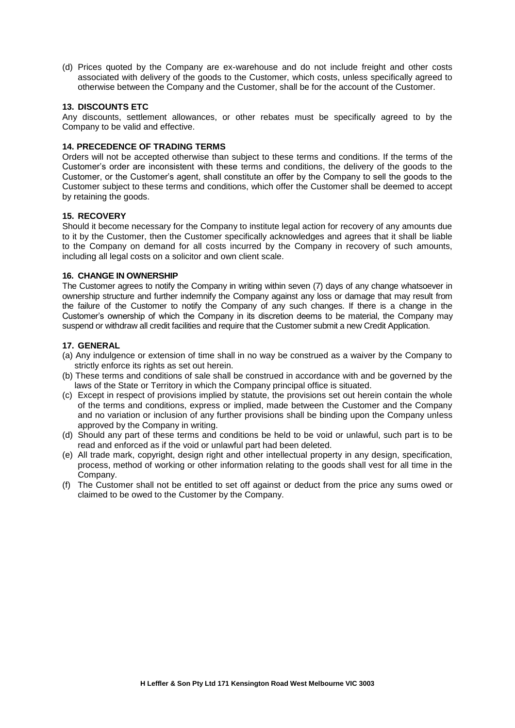(d) Prices quoted by the Company are ex-warehouse and do not include freight and other costs associated with delivery of the goods to the Customer, which costs, unless specifically agreed to otherwise between the Company and the Customer, shall be for the account of the Customer.

## 13. DISCOUNTS ETC

Any discounts, settlement allowances, or other rebates must be specifically agreed to by the Company to be valid and effective.

## 14. PRECEDENCE OF TRADING TERMS

Orders will not be accepted otherwise than subject to these terms and conditions. If the terms of the Customer's order are inconsistent with these terms and conditions, the delivery of the goods to the Customer, or the Customer's agent, shall constitute an offer by the Company to sell the goods to the Customer subject to these terms and conditions, which offer the Customer shall be deemed to accept by retaining the goods.

## 15. RECOVERY

Should it become necessary for the Company to institute legal action for recovery of any amounts due to it by the Customer, then the Customer specifically acknowledges and agrees that it shall be liable to the Company on demand for all costs incurred by the Company in recovery of such amounts, including all legal costs on a solicitor and own client scale.

## 16. CHANGE IN OWNERSHIP

The Customer agrees to notify the Company in writing within seven (7) days of any change whatsoever in ownership structure and further indemnify the Company against any loss or damage that may result from the failure of the Customer to notify the Company of any such changes. If there is a change in the Customer's ownership of which the Company in its discretion deems to be material, the Company may suspend or withdraw all credit facilities and require that the Customer submit a new Credit Application.

## 17. GENERAL

(a) Any indulgence or extension of time shall in no way be construed as a waiver by the Company to strictly enforce its rights as set out herein.

(b) These terms and conditions of sale shall be construed in accordance with and be governed by the laws of the State or Territory in which the Company principal office is situated.

(c) Except in respect of provisions implied by statute, the provisions set out herein contain the whole of the terms and conditions, express or implied, made between the Customer and the Company and no variation or inclusion of any further provisions shall be binding upon the Company unless approved by the Company in writing.

(d) Should any part of these terms and conditions be held to be void or unlawful, such part is to be read and enforced as if the void or unlawful part had been deleted.

(e) All trade mark, copyright, design right and other intellectual property in any design, specification, process, method of working or other information relating to the goods shall vest for all time in the Company.

(f) The Customer shall not be entitled to set off against or deduct from the price any sums owed or claimed to be owed to the Customer by the Company.